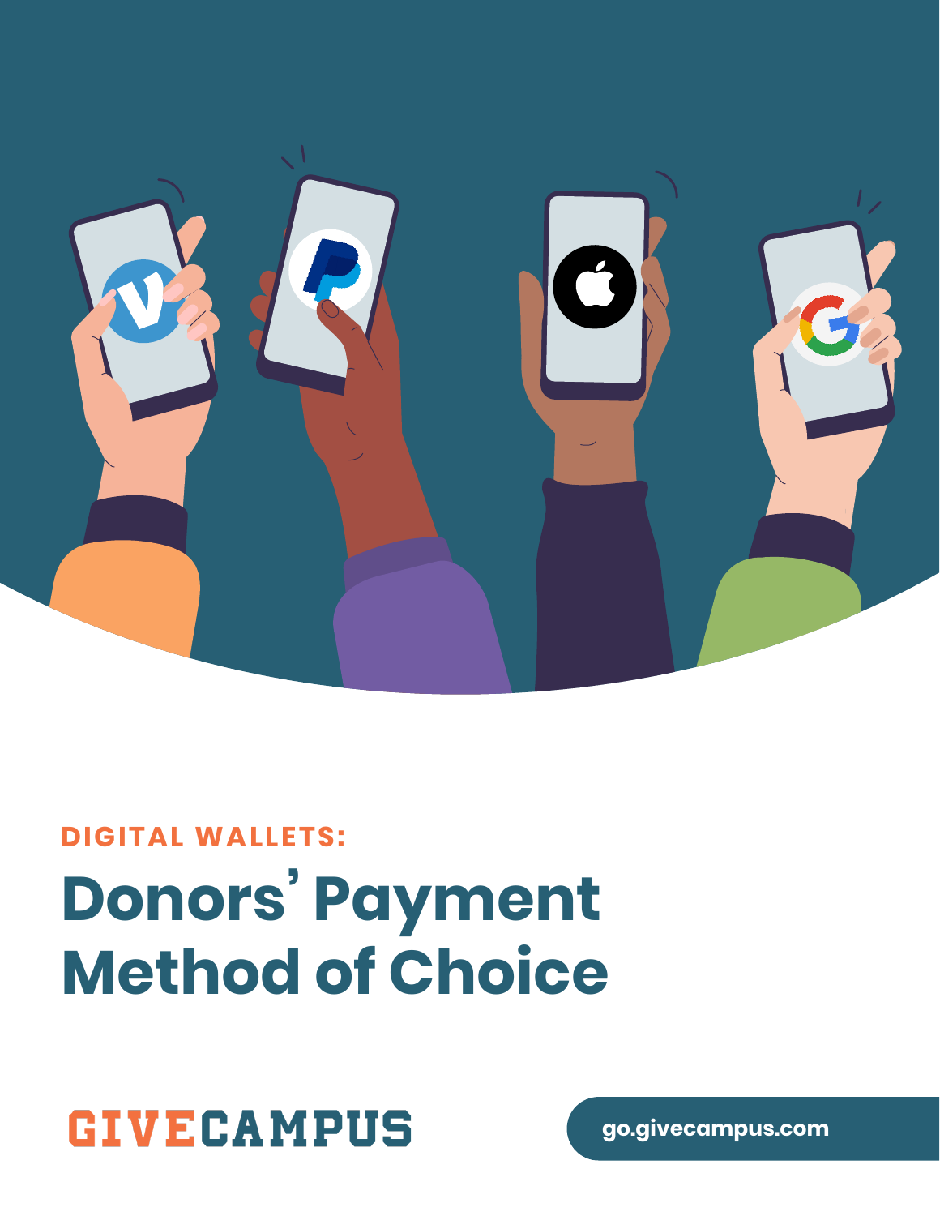DIGITAL WALLETS:

# Donors' Payment Method of Choice

GIVECAMPUS

go.givecampus.com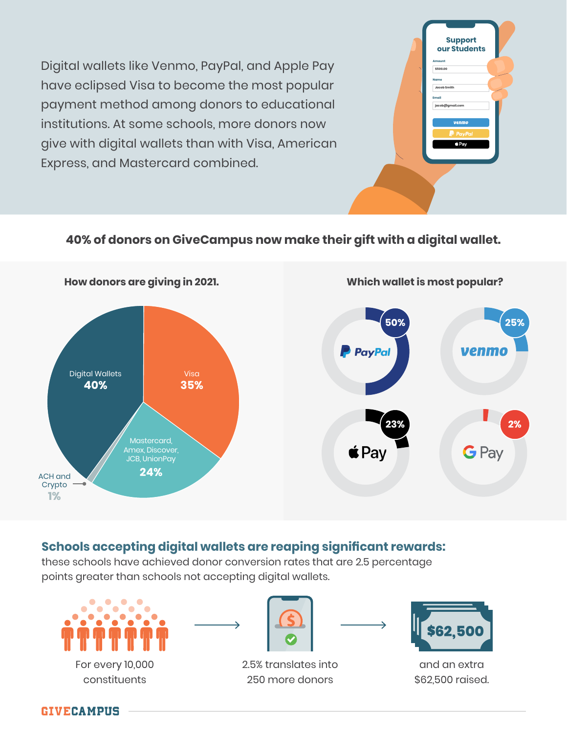Digital wallets like Venmo, PayPal, and Apple Pay have eclipsed Visa to become the most popular payment method among donors to educational institutions. At some schools, more donors now give with digital wallets than with Visa, American Express, and Mastercard combined.

## 40% of donors on GiveCampus now make their gift with a digital wallet.

### How donors are giving in 2021.

| Payment method | Share |
| --- | --- |
| Digital Wallets | 40% |
| Visa | 35% |
| Mastercard, Amex, Discover, JCB, UnionPay | 24% |
| ACH and Crypto | 1% |

### Which wallet is most popular?

| Wallet | Share |
| --- | --- |
| PayPal | 50% |
| Venmo | 25% |
| Apple Pay | 23% |
| Google Pay | 2% |

## Schools accepting digital wallets are reaping significant rewards:

these schools have achieved donor conversion rates that are 2.5 percentage points greater than schools not accepting digital wallets.

For every 10,000 constituents → 2.5% translates into 250 more donors → and an extra $62,500 raised.

GIVECAMPUS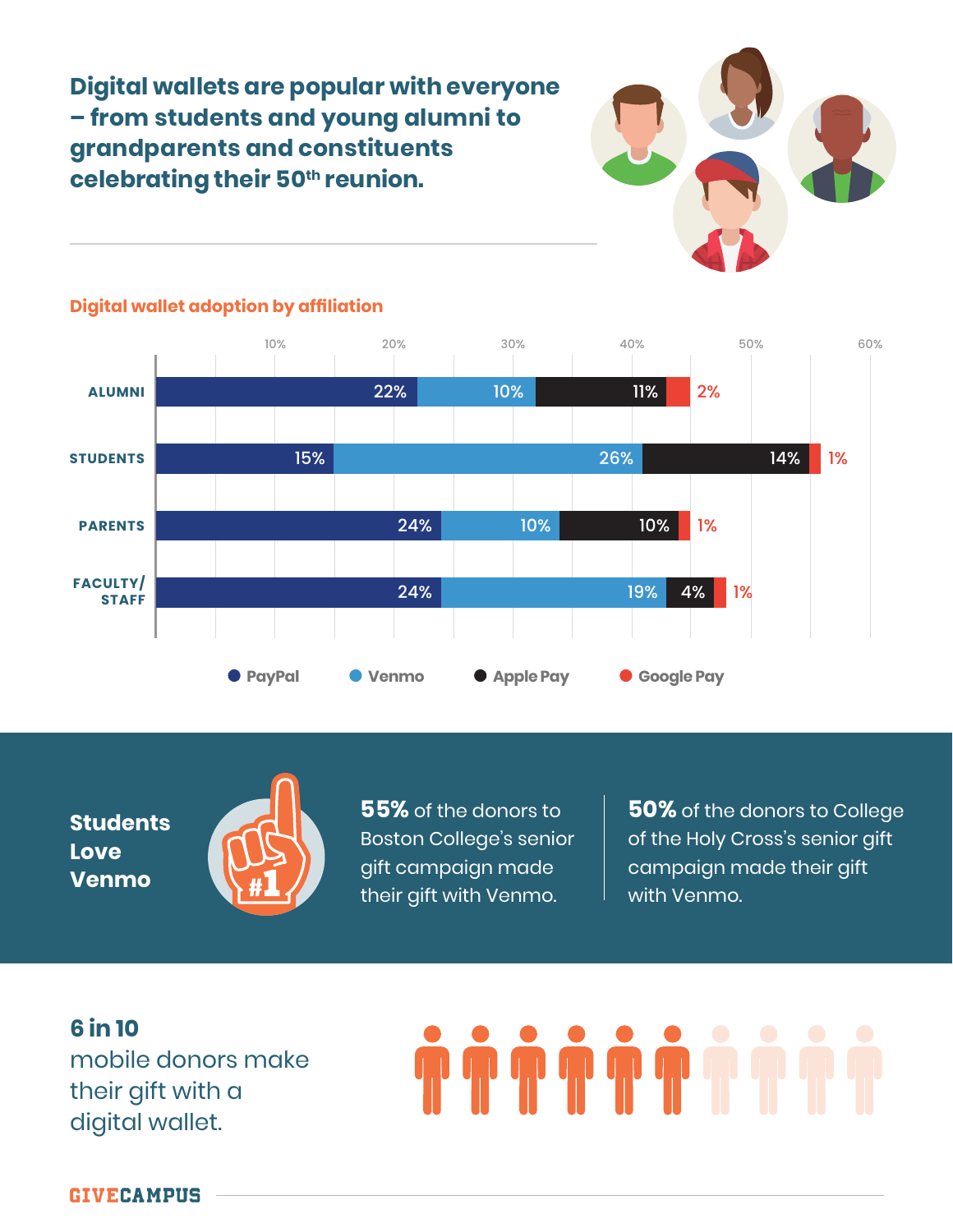## Digital wallets are popular with everyone – from students and young alumni to grandparents and constituents celebrating their 50th reunion.

### Digital wallet adoption by affiliation

| | PayPal | Venmo | Apple Pay | Google Pay |
|---|---|---|---|---|
| ALUMNI | 22% | 10% | 11% | 2% |
| STUDENTS | 15% | 26% | 14% | 1% |
| PARENTS | 24% | 10% | 10% | 1% |
| FACULTY/STAFF | 24% | 19% | 4% | 1% |

## Students Love Venmo

**55%** of the donors to Boston College's senior gift campaign made their gift with Venmo.

**50%** of the donors to College of the Holy Cross's senior gift campaign made their gift with Venmo.

**6 in 10**
mobile donors make their gift with a digital wallet.

GIVECAMPUS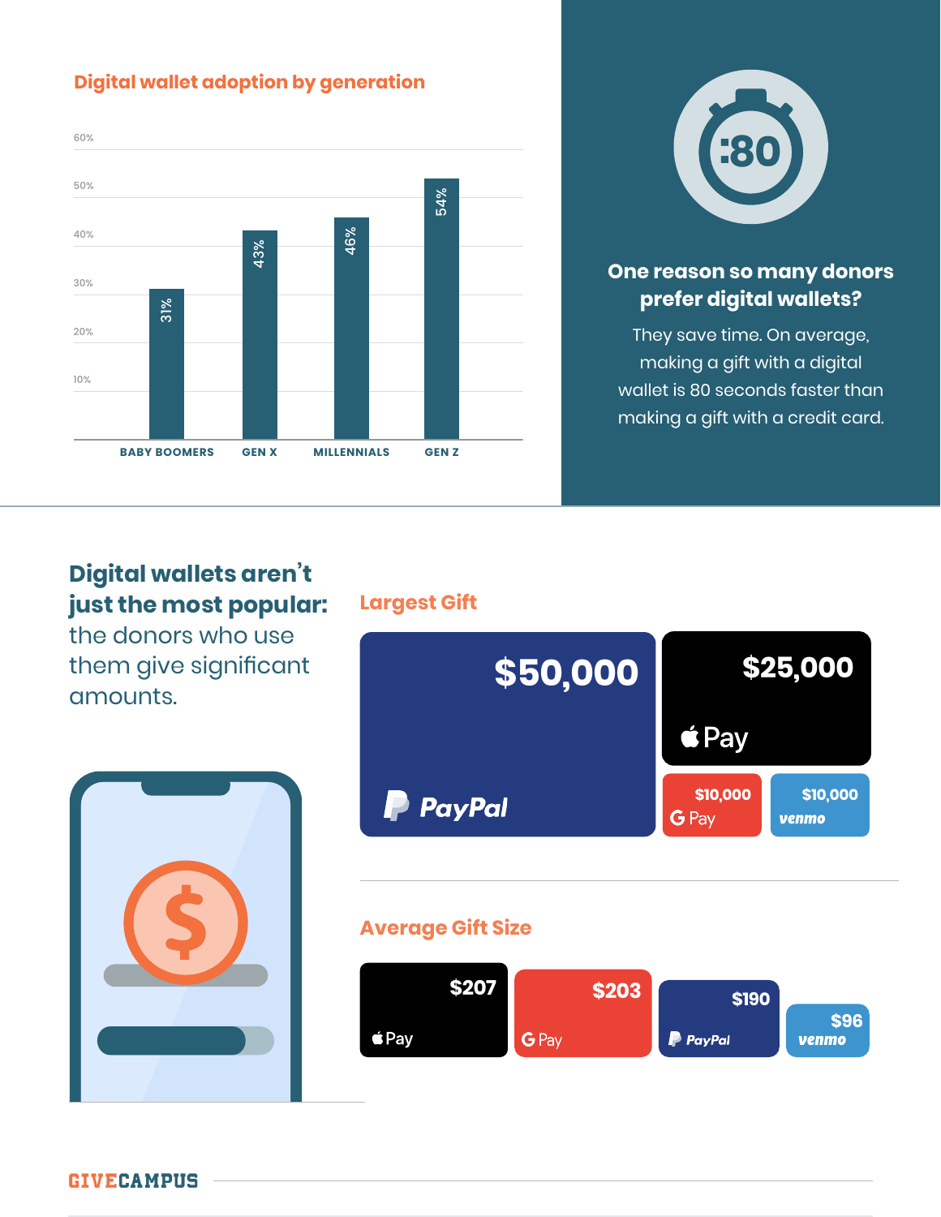## Digital wallet adoption by generation

| Generation | Adoption |
|---|---|
| Baby Boomers | 31% |
| Gen X | 43% |
| Millennials | 46% |
| Gen Z | 54% |

:80

**One reason so many donors prefer digital wallets?**

They save time. On average, making a gift with a digital wallet is 80 seconds faster than making a gift with a credit card.

**Digital wallets aren't just the most popular:** the donors who use them give significant amounts.

### Largest Gift

| Wallet | Largest Gift |
|---|---|
| PayPal | $50,000 |
| Apple Pay | $25,000 |
| G Pay | $10,000 |
| venmo | $10,000 |

### Average Gift Size

| Wallet | Average Gift Size |
|---|---|
| Apple Pay | $207 |
| G Pay | $203 |
| PayPal | $190 |
| venmo | $96 |

GIVECAMPUS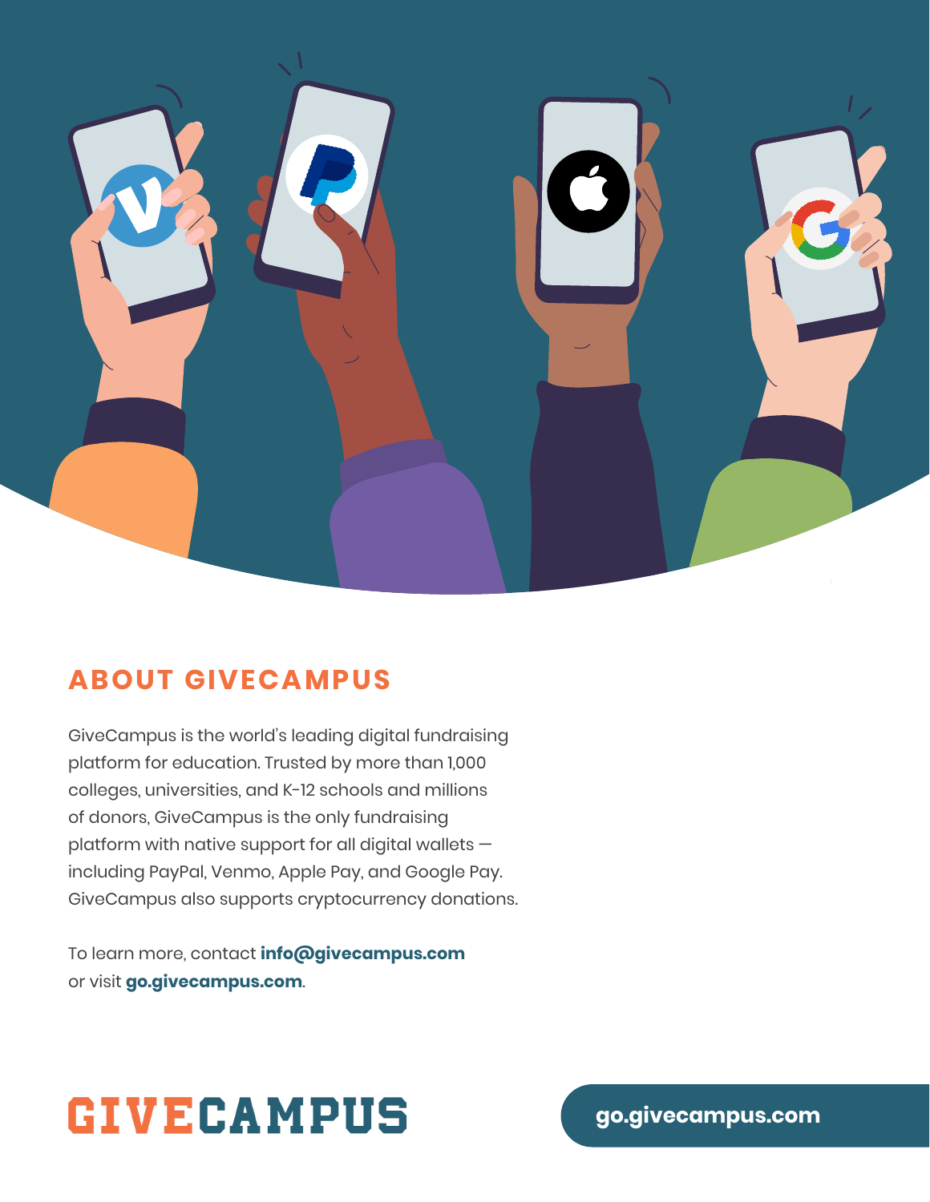## ABOUT GIVECAMPUS

GiveCampus is the world's leading digital fundraising platform for education. Trusted by more than 1,000 colleges, universities, and K-12 schools and millions of donors, GiveCampus is the only fundraising platform with native support for all digital wallets — including PayPal, Venmo, Apple Pay, and Google Pay. GiveCampus also supports cryptocurrency donations.

To learn more, contact **info@givecampus.com** or visit **go.givecampus.com**.

**GIVECAMPUS**

**go.givecampus.com**